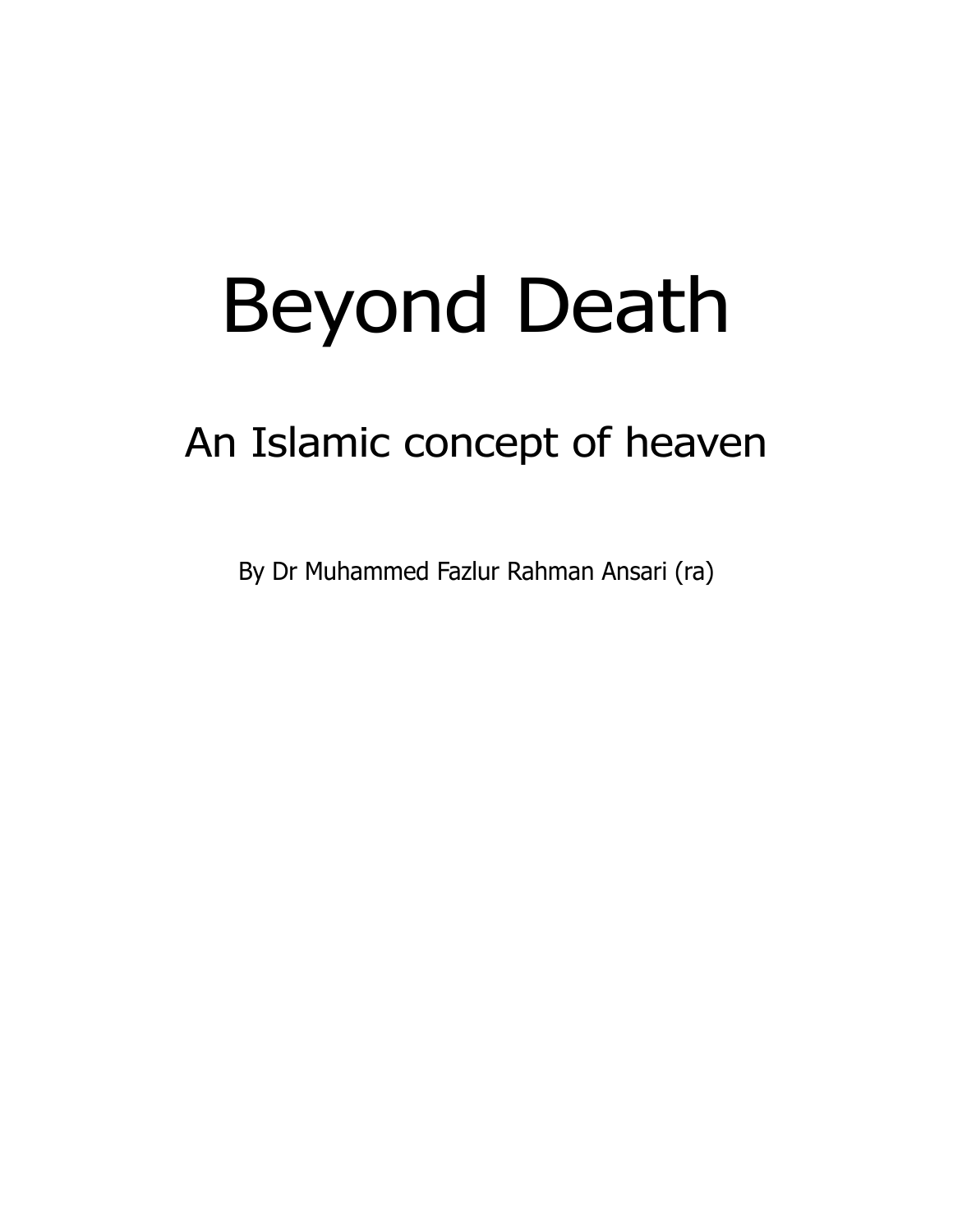# Beyond Death

## An Islamic concept of heaven

By Dr Muhammed Fazlur Rahman Ansari (ra)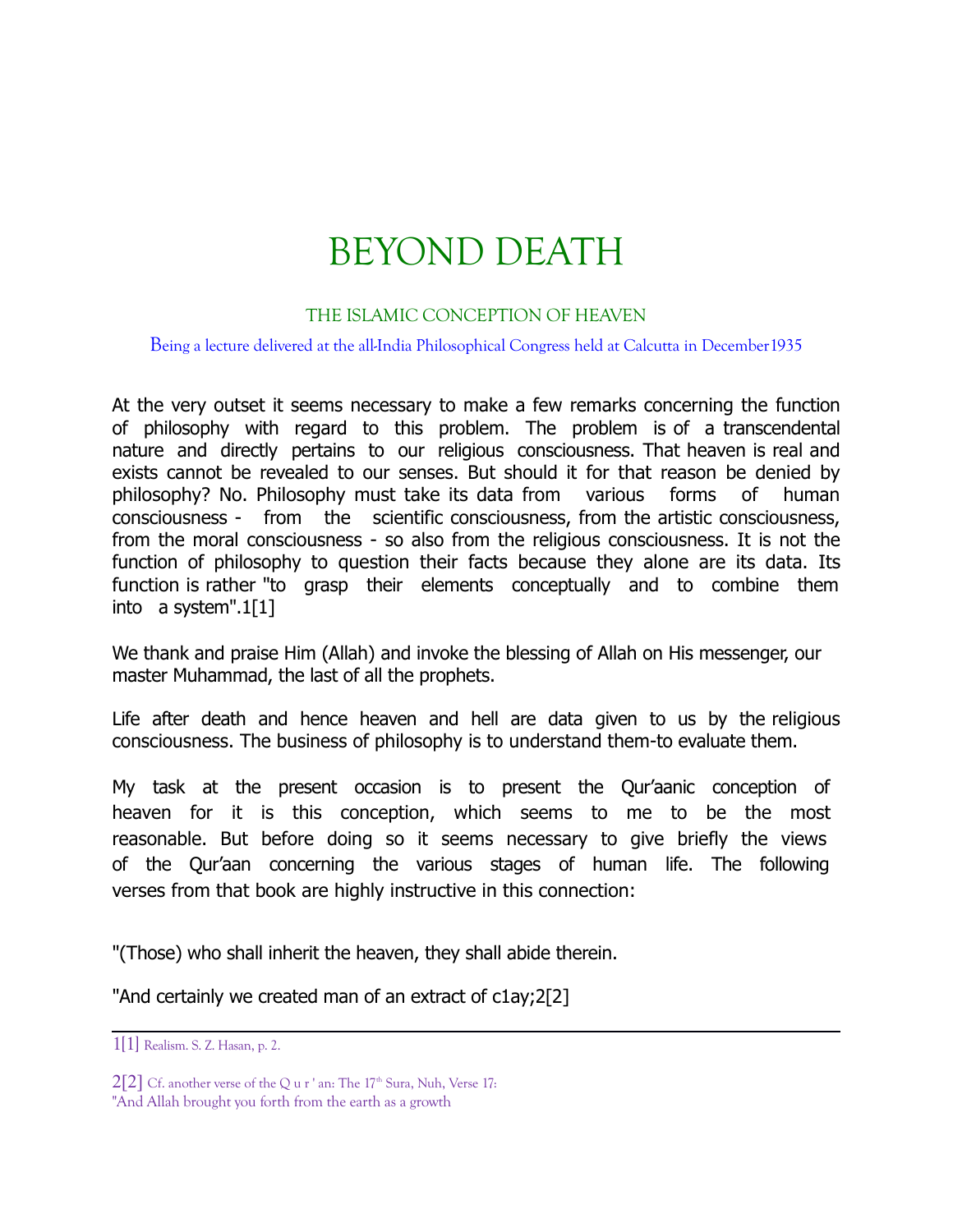# BEYOND DEATH

### THE ISLAMIC CONCEPTION OF HEAVEN

Being a lecture delivered at the all-India Philosophical Congress held at Calcutta in December1935

At the very outset it seems necessary to make a few remarks concerning the function of philosophy with regard to this problem. The problem is of a transcendental nature and directly pertains to our religious consciousness. That heaven is real and exists cannot be revealed to our senses. But should it for that reason be denied by philosophy? No. Philosophy must take its data from various forms of human consciousness - from the scientific consciousness, from the artistic consciousness, from the moral consciousness - so also from the religious consciousness. It is not the function of philosophy to question their facts because they alone are its data. Its function is rather "to grasp their elements conceptually and to combine them into a system".1[1]

We thank and praise Him (Allah) and invoke the blessing of Allah on His messenger, our master Muhammad, the last of all the prophets.

Life after death and hence heaven and hell are data given to us by the religious consciousness. The business of philosophy is to understand them-to evaluate them.

My task at the present occasion is to present the Qur'aanic conception of heaven for it is this conception, which seems to me to be the most reasonable. But before doing so it seems necessary to give briefly the views of the Qur'aan concerning the various stages of human life. The following verses from that book are highly instructive in this connection:

"(Those) who shall inherit the heaven, they shall abide therein.

"And certainly we created man of an extract of c1ay;2[2]

---

1[1] Realism. S. Z. Hasan, p. 2.

2[2] Cf. another verse of the Q u r ' an: The 17th Sura, Nuh, Verse 17:
"And Allah brought you forth from the earth as a growth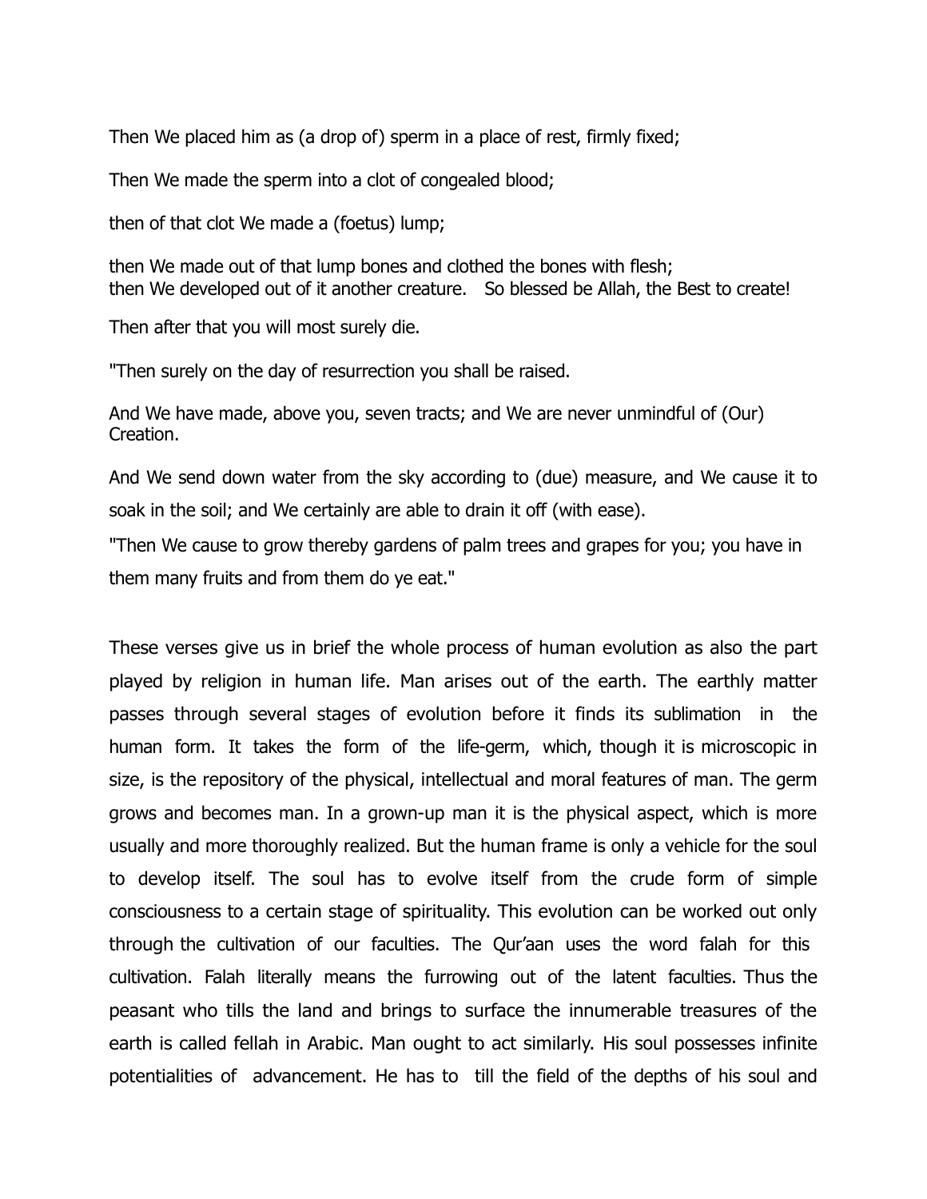Then We placed him as (a drop of) sperm in a place of rest, firmly fixed;

Then We made the sperm into a clot of congealed blood;

then of that clot We made a (foetus) lump;

then We made out of that lump bones and clothed the bones with flesh;
then We developed out of it another creature. So blessed be Allah, the Best to create!

Then after that you will most surely die.

"Then surely on the day of resurrection you shall be raised.

And We have made, above you, seven tracts; and We are never unmindful of (Our) Creation.

And We send down water from the sky according to (due) measure, and We cause it to soak in the soil; and We certainly are able to drain it off (with ease).

"Then We cause to grow thereby gardens of palm trees and grapes for you; you have in them many fruits and from them do ye eat."

These verses give us in brief the whole process of human evolution as also the part played by religion in human life. Man arises out of the earth. The earthly matter passes through several stages of evolution before it finds its sublimation in the human form. It takes the form of the life-germ, which, though it is microscopic in size, is the repository of the physical, intellectual and moral features of man. The germ grows and becomes man. In a grown-up man it is the physical aspect, which is more usually and more thoroughly realized. But the human frame is only a vehicle for the soul to develop itself. The soul has to evolve itself from the crude form of simple consciousness to a certain stage of spirituality. This evolution can be worked out only through the cultivation of our faculties. The Qur'aan uses the word falah for this cultivation. Falah literally means the furrowing out of the latent faculties. Thus the peasant who tills the land and brings to surface the innumerable treasures of the earth is called fellah in Arabic. Man ought to act similarly. His soul possesses infinite potentialities of advancement. He has to till the field of the depths of his soul and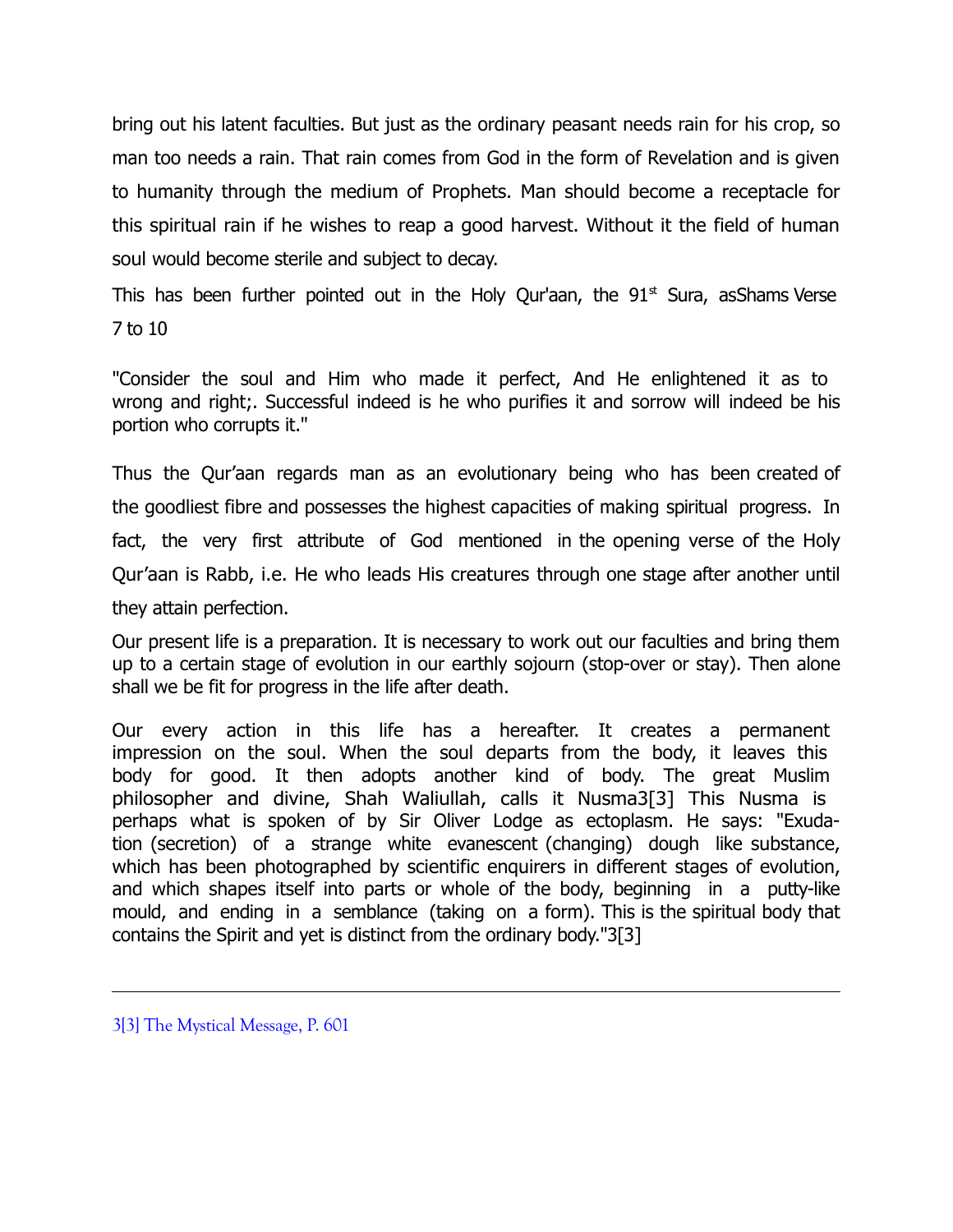bring out his latent faculties. But just as the ordinary peasant needs rain for his crop, so man too needs a rain. That rain comes from God in the form of Revelation and is given to humanity through the medium of Prophets. Man should become a receptacle for this spiritual rain if he wishes to reap a good harvest. Without it the field of human soul would become sterile and subject to decay.

This has been further pointed out in the Holy Qur'aan, the 91st Sura, asShams Verse 7 to 10

"Consider the soul and Him who made it perfect, And He enlightened it as to wrong and right;. Successful indeed is he who purifies it and sorrow will indeed be his portion who corrupts it."

Thus the Qur'aan regards man as an evolutionary being who has been created of the goodliest fibre and possesses the highest capacities of making spiritual progress. In fact, the very first attribute of God mentioned in the opening verse of the Holy Qur'aan is Rabb, i.e. He who leads His creatures through one stage after another until they attain perfection.

Our present life is a preparation. It is necessary to work out our faculties and bring them up to a certain stage of evolution in our earthly sojourn (stop-over or stay). Then alone shall we be fit for progress in the life after death.

Our every action in this life has a hereafter. It creates a permanent impression on the soul. When the soul departs from the body, it leaves this body for good. It then adopts another kind of body. The great Muslim philosopher and divine, Shah Waliullah, calls it Nusma3[3] This Nusma is perhaps what is spoken of by Sir Oliver Lodge as ectoplasm. He says: "Exudation (secretion) of a strange white evanescent (changing) dough like substance, which has been photographed by scientific enquirers in different stages of evolution, and which shapes itself into parts or whole of the body, beginning in a putty-like mould, and ending in a semblance (taking on a form). This is the spiritual body that contains the Spirit and yet is distinct from the ordinary body."3[3]

---

3[3] The Mystical Message, P. 601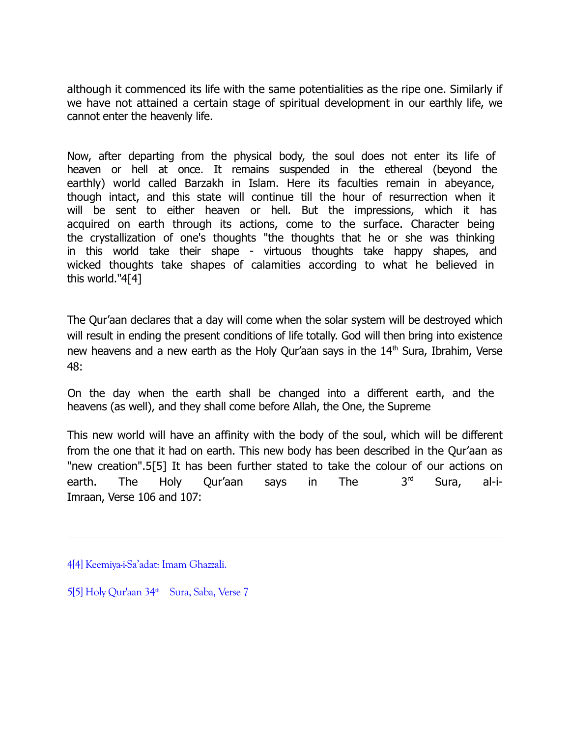although it commenced its life with the same potentialities as the ripe one. Similarly if we have not attained a certain stage of spiritual development in our earthly life, we cannot enter the heavenly life.

Now, after departing from the physical body, the soul does not enter its life of heaven or hell at once. It remains suspended in the ethereal (beyond the earthly) world called Barzakh in Islam. Here its faculties remain in abeyance, though intact, and this state will continue till the hour of resurrection when it will be sent to either heaven or hell. But the impressions, which it has acquired on earth through its actions, come to the surface. Character being the crystallization of one's thoughts "the thoughts that he or she was thinking in this world take their shape - virtuous thoughts take happy shapes, and wicked thoughts take shapes of calamities according to what he believed in this world."4[4]

The Qur'aan declares that a day will come when the solar system will be destroyed which will result in ending the present conditions of life totally. God will then bring into existence new heavens and a new earth as the Holy Qur'aan says in the 14th Sura, Ibrahim, Verse 48:

> On the day when the earth shall be changed into a different earth, and the heavens (as well), and they shall come before Allah, the One, the Supreme

This new world will have an affinity with the body of the soul, which will be different from the one that it had on earth. This new body has been described in the Qur'aan as "new creation".5[5] It has been further stated to take the colour of our actions on earth. The Holy Qur'aan says in The 3rd Sura, al-i-Imraan, Verse 106 and 107:

---

4[4] Keemiya-i-Sa'adat: Imam Ghazzali.

5[5] Holy Qur'aan 34th Sura, Saba, Verse 7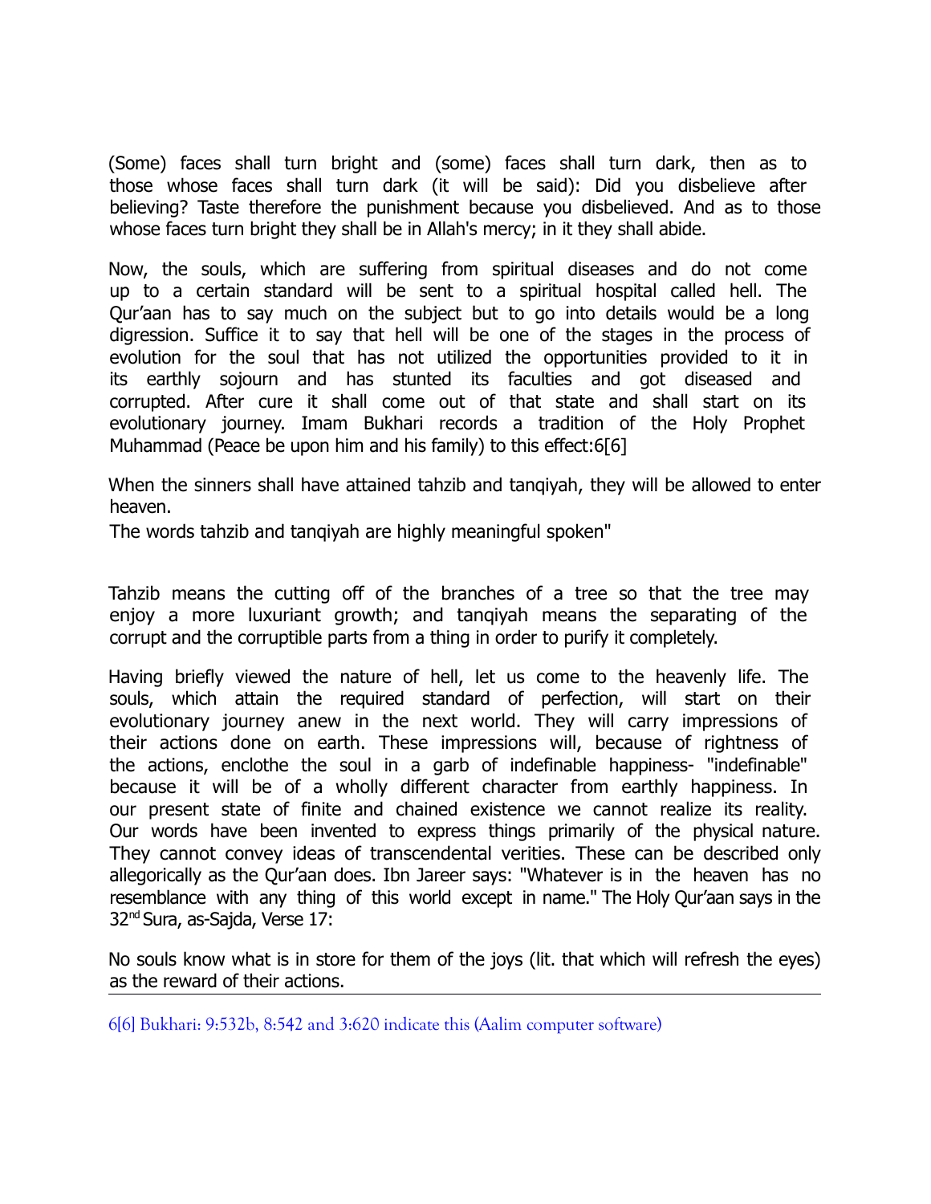(Some) faces shall turn bright and (some) faces shall turn dark, then as to those whose faces shall turn dark (it will be said): Did you disbelieve after believing? Taste therefore the punishment because you disbelieved. And as to those whose faces turn bright they shall be in Allah's mercy; in it they shall abide.

Now, the souls, which are suffering from spiritual diseases and do not come up to a certain standard will be sent to a spiritual hospital called hell. The Qur'aan has to say much on the subject but to go into details would be a long digression. Suffice it to say that hell will be one of the stages in the process of evolution for the soul that has not utilized the opportunities provided to it in its earthly sojourn and has stunted its faculties and got diseased and corrupted. After cure it shall come out of that state and shall start on its evolutionary journey. Imam Bukhari records a tradition of the Holy Prophet Muhammad (Peace be upon him and his family) to this effect:6[6]

When the sinners shall have attained tahzib and tanqiyah, they will be allowed to enter heaven.

The words tahzib and tanqiyah are highly meaningful spoken"

Tahzib means the cutting off of the branches of a tree so that the tree may enjoy a more luxuriant growth; and tanqiyah means the separating of the corrupt and the corruptible parts from a thing in order to purify it completely.

Having briefly viewed the nature of hell, let us come to the heavenly life. The souls, which attain the required standard of perfection, will start on their evolutionary journey anew in the next world. They will carry impressions of their actions done on earth. These impressions will, because of rightness of the actions, enclothe the soul in a garb of indefinable happiness- "indefinable" because it will be of a wholly different character from earthly happiness. In our present state of finite and chained existence we cannot realize its reality. Our words have been invented to express things primarily of the physical nature. They cannot convey ideas of transcendental verities. These can be described only allegorically as the Qur'aan does. Ibn Jareer says: "Whatever is in the heaven has no resemblance with any thing of this world except in name." The Holy Qur'aan says in the 32nd Sura, as-Sajda, Verse 17:

No souls know what is in store for them of the joys (lit. that which will refresh the eyes) as the reward of their actions.

---

6[6] Bukhari: 9:532b, 8:542 and 3:620 indicate this (Aalim computer software)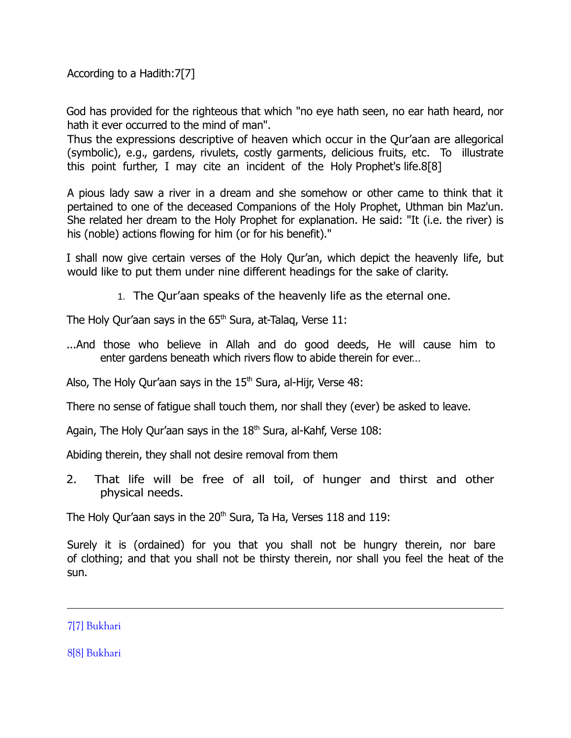According to a Hadith:7[7]

God has provided for the righteous that which "no eye hath seen, no ear hath heard, nor hath it ever occurred to the mind of man".
Thus the expressions descriptive of heaven which occur in the Qur'aan are allegorical (symbolic), e.g., gardens, rivulets, costly garments, delicious fruits, etc. To illustrate this point further, I may cite an incident of the Holy Prophet's life.8[8]

A pious lady saw a river in a dream and she somehow or other came to think that it pertained to one of the deceased Companions of the Holy Prophet, Uthman bin Maz'un. She related her dream to the Holy Prophet for explanation. He said: "It (i.e. the river) is his (noble) actions flowing for him (or for his benefit)."

I shall now give certain verses of the Holy Qur'an, which depict the heavenly life, but would like to put them under nine different headings for the sake of clarity.

1. The Qur'aan speaks of the heavenly life as the eternal one.

The Holy Qur'aan says in the 65th Sura, at-Talaq, Verse 11:

...And those who believe in Allah and do good deeds, He will cause him to enter gardens beneath which rivers flow to abide therein for ever…

Also, The Holy Qur'aan says in the 15th Sura, al-Hijr, Verse 48:

There no sense of fatigue shall touch them, nor shall they (ever) be asked to leave.

Again, The Holy Qur'aan says in the 18th Sura, al-Kahf, Verse 108:

Abiding therein, they shall not desire removal from them

2. That life will be free of all toil, of hunger and thirst and other physical needs.

The Holy Qur'aan says in the 20th Sura, Ta Ha, Verses 118 and 119:

Surely it is (ordained) for you that you shall not be hungry therein, nor bare of clothing; and that you shall not be thirsty therein, nor shall you feel the heat of the sun.

---

7[7] Bukhari

8[8] Bukhari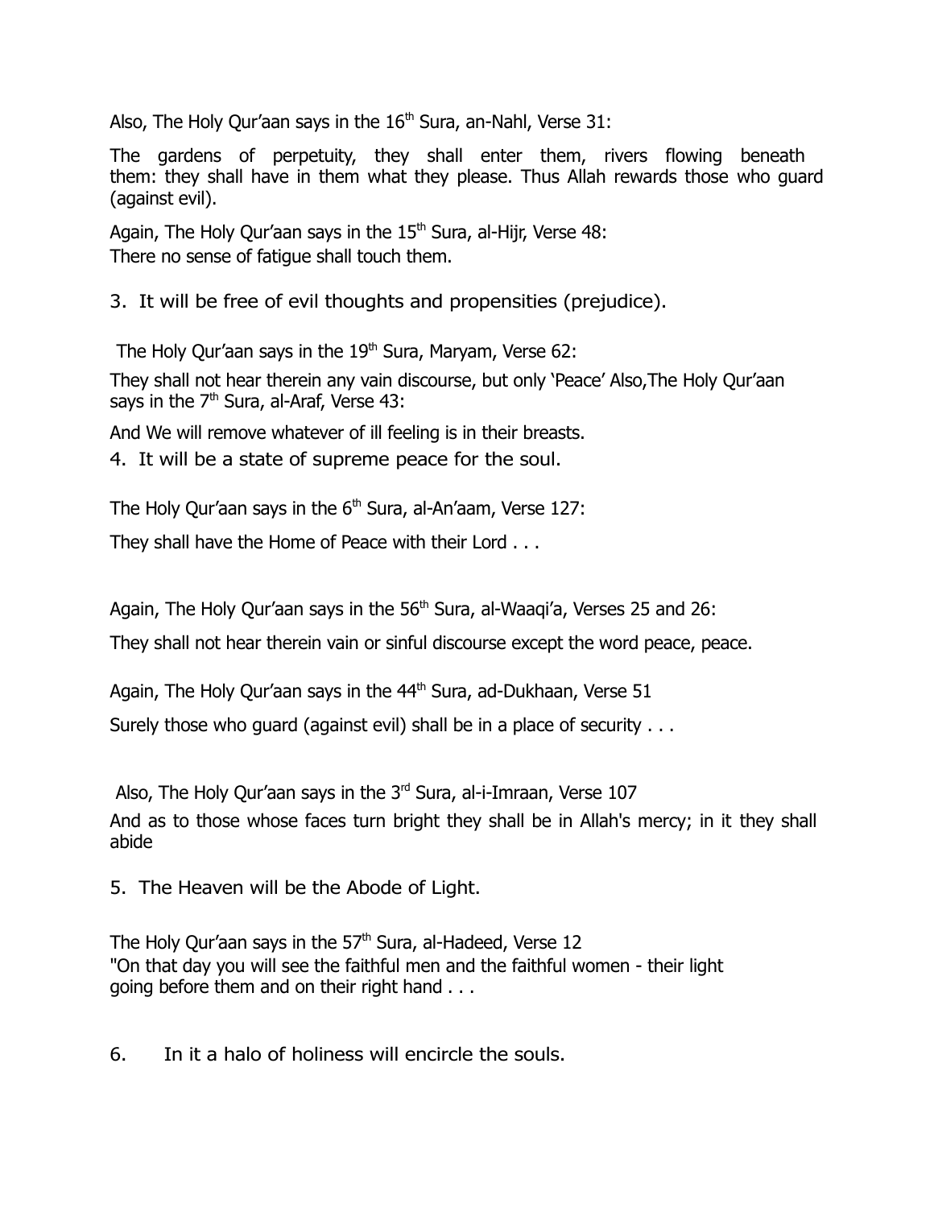Also, The Holy Qur'aan says in the 16th Sura, an-Nahl, Verse 31:

The gardens of perpetuity, they shall enter them, rivers flowing beneath them: they shall have in them what they please. Thus Allah rewards those who guard (against evil).

Again, The Holy Qur'aan says in the 15th Sura, al-Hijr, Verse 48:
There no sense of fatigue shall touch them.

3. It will be free of evil thoughts and propensities (prejudice).

The Holy Qur'aan says in the 19th Sura, Maryam, Verse 62:

They shall not hear therein any vain discourse, but only 'Peace' Also,The Holy Qur'aan says in the 7th Sura, al-Araf, Verse 43:

And We will remove whatever of ill feeling is in their breasts.

4. It will be a state of supreme peace for the soul.

The Holy Qur'aan says in the 6th Sura, al-An'aam, Verse 127:

They shall have the Home of Peace with their Lord . . .

Again, The Holy Qur'aan says in the 56th Sura, al-Waaqi'a, Verses 25 and 26:

They shall not hear therein vain or sinful discourse except the word peace, peace.

Again, The Holy Qur'aan says in the 44th Sura, ad-Dukhaan, Verse 51

Surely those who guard (against evil) shall be in a place of security . . .

Also, The Holy Qur'aan says in the 3rd Sura, al-i-Imraan, Verse 107

And as to those whose faces turn bright they shall be in Allah's mercy; in it they shall abide

5. The Heaven will be the Abode of Light.

The Holy Qur'aan says in the 57th Sura, al-Hadeed, Verse 12
"On that day you will see the faithful men and the faithful women - their light going before them and on their right hand . . .

6. In it a halo of holiness will encircle the souls.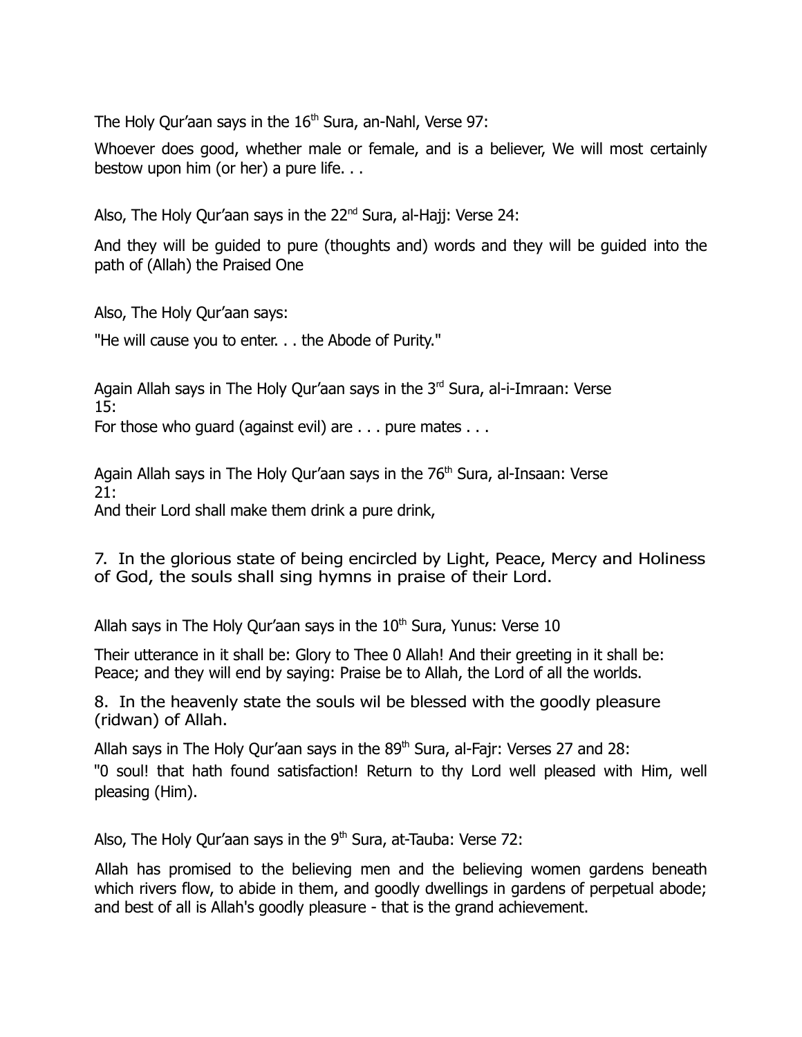The Holy Qur'aan says in the 16th Sura, an-Nahl, Verse 97:

Whoever does good, whether male or female, and is a believer, We will most certainly bestow upon him (or her) a pure life. . .

Also, The Holy Qur'aan says in the 22nd Sura, al-Hajj: Verse 24:

And they will be guided to pure (thoughts and) words and they will be guided into the path of (Allah) the Praised One

Also, The Holy Qur'aan says:

"He will cause you to enter. . . the Abode of Purity."

Again Allah says in The Holy Qur'aan says in the 3rd Sura, al-i-Imraan: Verse 15:
For those who guard (against evil) are . . . pure mates . . .

Again Allah says in The Holy Qur'aan says in the 76th Sura, al-Insaan: Verse 21:
And their Lord shall make them drink a pure drink,

### 7. In the glorious state of being encircled by Light, Peace, Mercy and Holiness of God, the souls shall sing hymns in praise of their Lord.

Allah says in The Holy Qur'aan says in the 10th Sura, Yunus: Verse 10

Their utterance in it shall be: Glory to Thee 0 Allah! And their greeting in it shall be: Peace; and they will end by saying: Praise be to Allah, the Lord of all the worlds.

### 8. In the heavenly state the souls wil be blessed with the goodly pleasure (ridwan) of Allah.

Allah says in The Holy Qur'aan says in the 89th Sura, al-Fajr: Verses 27 and 28:

"0 soul! that hath found satisfaction! Return to thy Lord well pleased with Him, well pleasing (Him).

Also, The Holy Qur'aan says in the 9th Sura, at-Tauba: Verse 72:

Allah has promised to the believing men and the believing women gardens beneath which rivers flow, to abide in them, and goodly dwellings in gardens of perpetual abode; and best of all is Allah's goodly pleasure - that is the grand achievement.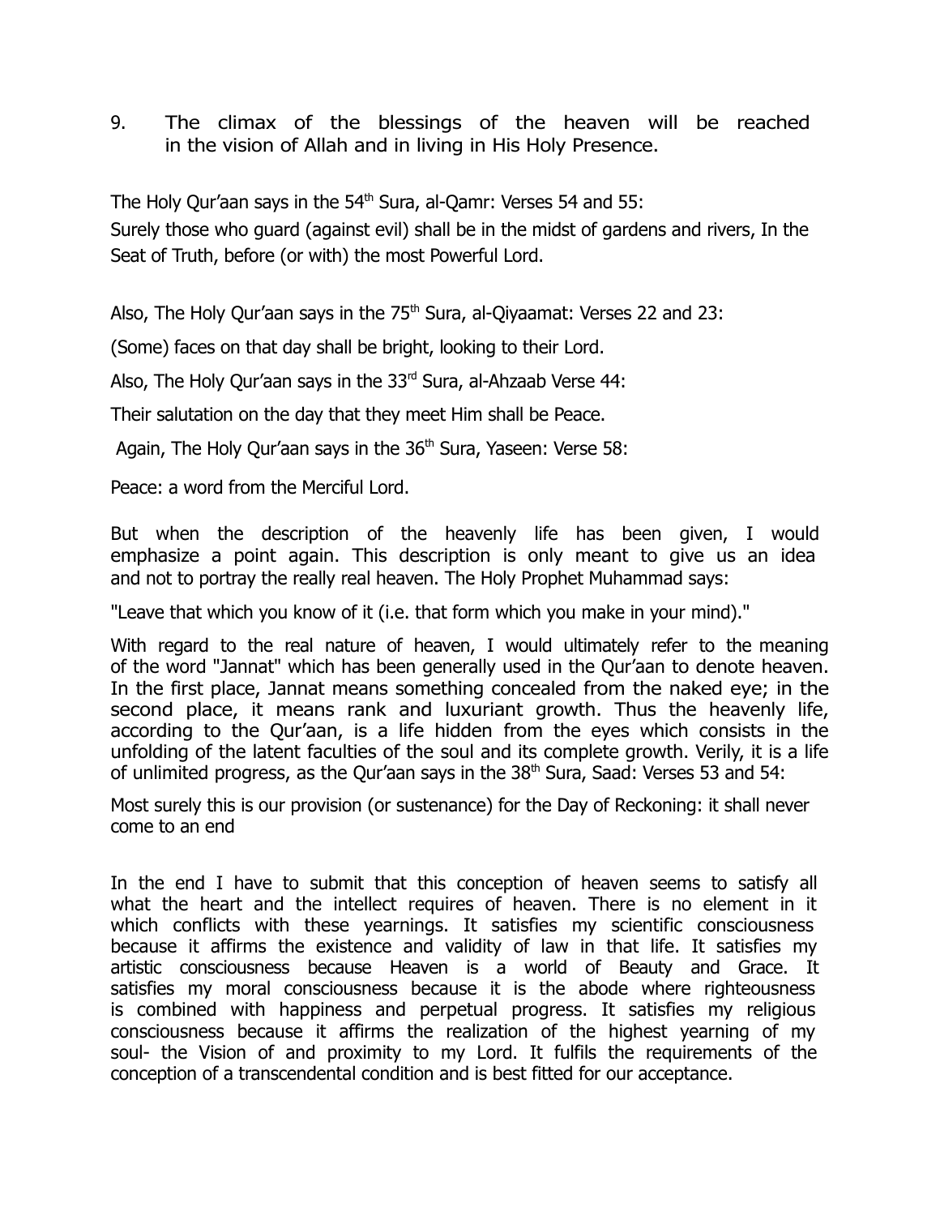9. The climax of the blessings of the heaven will be reached in the vision of Allah and in living in His Holy Presence.

The Holy Qur'aan says in the 54th Sura, al-Qamr: Verses 54 and 55:

Surely those who guard (against evil) shall be in the midst of gardens and rivers, In the Seat of Truth, before (or with) the most Powerful Lord.

Also, The Holy Qur'aan says in the 75th Sura, al-Qiyaamat: Verses 22 and 23:

(Some) faces on that day shall be bright, looking to their Lord.

Also, The Holy Qur'aan says in the 33rd Sura, al-Ahzaab Verse 44:

Their salutation on the day that they meet Him shall be Peace.

Again, The Holy Qur'aan says in the 36th Sura, Yaseen: Verse 58:

Peace: a word from the Merciful Lord.

But when the description of the heavenly life has been given, I would emphasize a point again. This description is only meant to give us an idea and not to portray the really real heaven. The Holy Prophet Muhammad says:

"Leave that which you know of it (i.e. that form which you make in your mind)."

With regard to the real nature of heaven, I would ultimately refer to the meaning of the word "Jannat" which has been generally used in the Qur'aan to denote heaven. In the first place, Jannat means something concealed from the naked eye; in the second place, it means rank and luxuriant growth. Thus the heavenly life, according to the Qur'aan, is a life hidden from the eyes which consists in the unfolding of the latent faculties of the soul and its complete growth. Verily, it is a life of unlimited progress, as the Qur'aan says in the 38th Sura, Saad: Verses 53 and 54:

Most surely this is our provision (or sustenance) for the Day of Reckoning: it shall never come to an end

In the end I have to submit that this conception of heaven seems to satisfy all what the heart and the intellect requires of heaven. There is no element in it which conflicts with these yearnings. It satisfies my scientific consciousness because it affirms the existence and validity of law in that life. It satisfies my artistic consciousness because Heaven is a world of Beauty and Grace. It satisfies my moral consciousness because it is the abode where righteousness is combined with happiness and perpetual progress. It satisfies my religious consciousness because it affirms the realization of the highest yearning of my soul- the Vision of and proximity to my Lord. It fulfils the requirements of the conception of a transcendental condition and is best fitted for our acceptance.